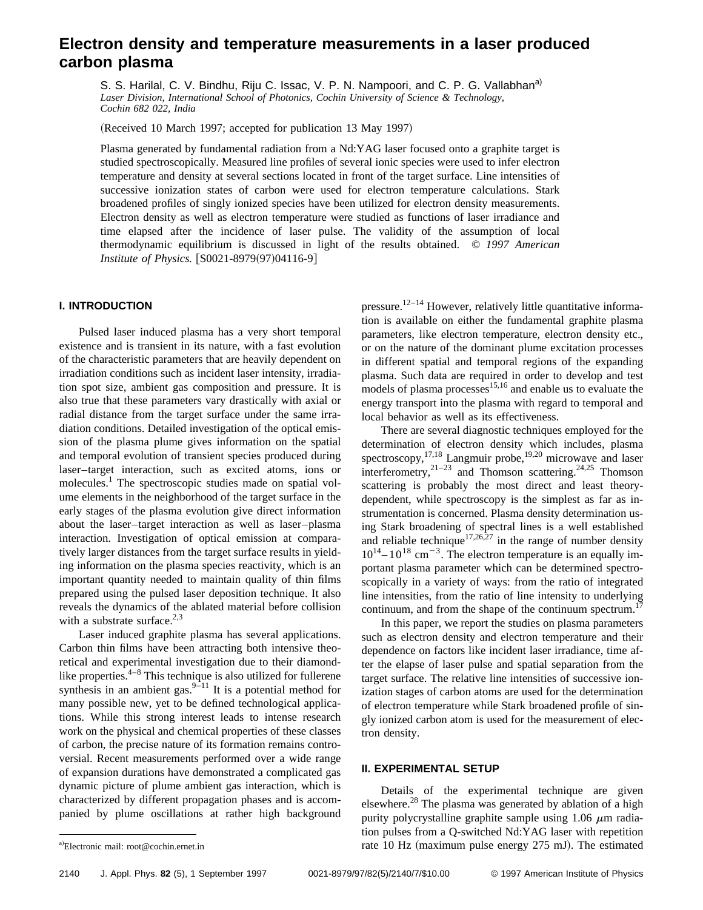# Electron density and temperature measurements in a laser produced carbon plasma

S. S. Harilal, C. V. Bindhu, Riju C. Issac, V. P. N. Nampoori, and C. P. G. Vallabhan[a)]

*Laser Division, International School of Photonics, Cochin University of Science & Technology, Cochin 682 022, India*

(Received 10 March 1997; accepted for publication 13 May 1997)

Plasma generated by fundamental radiation from a Nd:YAG laser focused onto a graphite target is studied spectroscopically. Measured line profiles of several ionic species were used to infer electron temperature and density at several sections located in front of the target surface. Line intensities of successive ionization states of carbon were used for electron temperature calculations. Stark broadened profiles of singly ionized species have been utilized for electron density measurements. Electron density as well as electron temperature were studied as functions of laser irradiance and time elapsed after the incidence of laser pulse. The validity of the assumption of local thermodynamic equilibrium is discussed in light of the results obtained. © *1997 American Institute of Physics.* [S0021-8979(97)04116-9]

## I. INTRODUCTION

Pulsed laser induced plasma has a very short temporal existence and is transient in its nature, with a fast evolution of the characteristic parameters that are heavily dependent on irradiation conditions such as incident laser intensity, irradiation spot size, ambient gas composition and pressure. It is also true that these parameters vary drastically with axial or radial distance from the target surface under the same irradiation conditions. Detailed investigation of the optical emission of the plasma plume gives information on the spatial and temporal evolution of transient species produced during laser–target interaction, such as excited atoms, ions or molecules.[1] The spectroscopic studies made on spatial volume elements in the neighborhood of the target surface in the early stages of the plasma evolution give direct information about the laser–target interaction as well as laser–plasma interaction. Investigation of optical emission at comparatively larger distances from the target surface results in yielding information on the plasma species reactivity, which is an important quantity needed to maintain quality of thin films prepared using the pulsed laser deposition technique. It also reveals the dynamics of the ablated material before collision with a substrate surface.[2,3]

Laser induced graphite plasma has several applications. Carbon thin films have been attracting both intensive theoretical and experimental investigation due to their diamond-like properties.[4–8] This technique is also utilized for fullerene synthesis in an ambient gas.[9–11] It is a potential method for many possible new, yet to be defined technological applications. While this strong interest leads to intense research work on the physical and chemical properties of these classes of carbon, the precise nature of its formation remains controversial. Recent measurements performed over a wide range of expansion durations have demonstrated a complicated gas dynamic picture of plume ambient gas interaction, which is characterized by different propagation phases and is accompanied by plume oscillations at rather high background pressure.[12–14] However, relatively little quantitative information is available on either the fundamental graphite plasma parameters, like electron temperature, electron density etc., or on the nature of the dominant plume excitation processes in different spatial and temporal regions of the expanding plasma. Such data are required in order to develop and test models of plasma processes[15,16] and enable us to evaluate the energy transport into the plasma with regard to temporal and local behavior as well as its effectiveness.

There are several diagnostic techniques employed for the determination of electron density which includes, plasma spectroscopy,[17,18] Langmuir probe,[19,20] microwave and laser interferometry,[21–23] and Thomson scattering.[24,25] Thomson scattering is probably the most direct and least theory-dependent, while spectroscopy is the simplest as far as instrumentation is concerned. Plasma density determination using Stark broadening of spectral lines is a well established and reliable technique[17,26,27] in the range of number density $10^{14}$–$10^{18}$ cm$^{-3}$. The electron temperature is an equally important plasma parameter which can be determined spectroscopically in a variety of ways: from the ratio of integrated line intensities, from the ratio of line intensity to underlying continuum, and from the shape of the continuum spectrum.[17]

In this paper, we report the studies on plasma parameters such as electron density and electron temperature and their dependence on factors like incident laser irradiance, time after the elapse of laser pulse and spatial separation from the target surface. The relative line intensities of successive ionization stages of carbon atoms are used for the determination of electron temperature while Stark broadened profile of singly ionized carbon atom is used for the measurement of electron density.

## II. EXPERIMENTAL SETUP

Details of the experimental technique are given elsewhere.[28] The plasma was generated by ablation of a high purity polycrystalline graphite sample using 1.06 $\mu$m radiation pulses from a Q-switched Nd:YAG laser with repetition rate 10 Hz (maximum pulse energy 275 mJ). The estimated

[a)]Electronic mail: root@cochin.ernet.in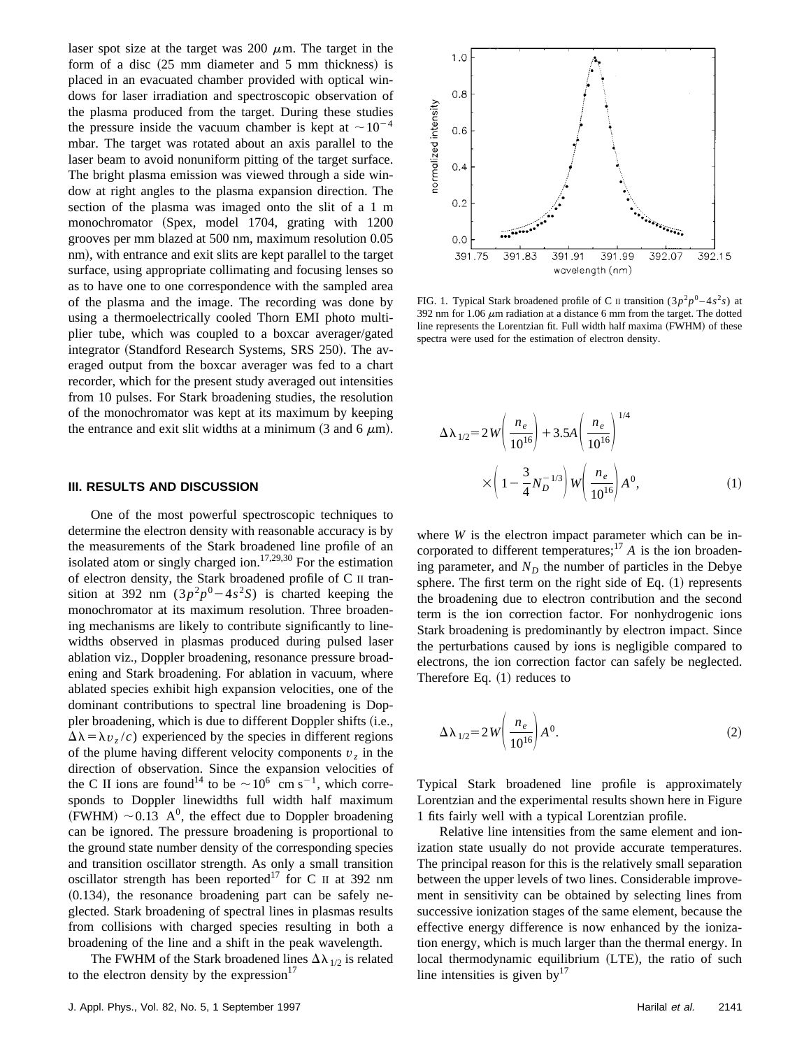laser spot size at the target was 200 $\mu$m. The target in the form of a disc (25 mm diameter and 5 mm thickness) is placed in an evacuated chamber provided with optical windows for laser irradiation and spectroscopic observation of the plasma produced from the target. During these studies the pressure inside the vacuum chamber is kept at $\sim 10^{-4}$ mbar. The target was rotated about an axis parallel to the laser beam to avoid nonuniform pitting of the target surface. The bright plasma emission was viewed through a side window at right angles to the plasma expansion direction. The section of the plasma was imaged onto the slit of a 1 m monochromator (Spex, model 1704, grating with 1200 grooves per mm blazed at 500 nm, maximum resolution 0.05 nm), with entrance and exit slits are kept parallel to the target surface, using appropriate collimating and focusing lenses so as to have one to one correspondence with the sampled area of the plasma and the image. The recording was done by using a thermoelectrically cooled Thorn EMI photo multiplier tube, which was coupled to a boxcar averager/gated integrator (Standford Research Systems, SRS 250). The averaged output from the boxcar averager was fed to a chart recorder, which for the present study averaged out intensities from 10 pulses. For Stark broadening studies, the resolution of the monochromator was kept at its maximum by keeping the entrance and exit slit widths at a minimum (3 and 6 $\mu$m).

## III. RESULTS AND DISCUSSION

One of the most powerful spectroscopic techniques to determine the electron density with reasonable accuracy is by the measurements of the Stark broadened line profile of an isolated atom or singly charged ion.[17,29,30] For the estimation of electron density, the Stark broadened profile of C II transition at 392 nm ($3p^2p^0-4s^2S$) is charted keeping the monochromator at its maximum resolution. Three broadening mechanisms are likely to contribute significantly to linewidths observed in plasmas produced during pulsed laser ablation viz., Doppler broadening, resonance pressure broadening and Stark broadening. For ablation in vacuum, where ablated species exhibit high expansion velocities, one of the dominant contributions to spectral line broadening is Doppler broadening, which is due to different Doppler shifts (i.e., $\Delta\lambda = \lambda v_z/c$) experienced by the species in different regions of the plume having different velocity components $v_z$ in the direction of observation. Since the expansion velocities of the C II ions are found[14] to be $\sim 10^6$ cm s$^{-1}$, which corresponds to Doppler linewidths full width half maximum (FWHM) $\sim 0.13$ A$^0$, the effect due to Doppler broadening can be ignored. The pressure broadening is proportional to the ground state number density of the corresponding species and transition oscillator strength. As only a small transition oscillator strength has been reported[17] for C II at 392 nm (0.134), the resonance broadening part can be safely neglected. Stark broadening of spectral lines in plasmas results from collisions with charged species resulting in both a broadening of the line and a shift in the peak wavelength.

The FWHM of the Stark broadened lines $\Delta\lambda_{1/2}$ is related to the electron density by the expression[17]

FIG. 1. Typical Stark broadened profile of C II transition ($3p^2p^0-4s^2s$) at 392 nm for 1.06 $\mu$m radiation at a distance 6 mm from the target. The dotted line represents the Lorentzian fit. Full width half maxima (FWHM) of these spectra were used for the estimation of electron density.

$$\Delta\lambda_{1/2} = 2W\left(\frac{n_e}{10^{16}}\right) + 3.5A\left(\frac{n_e}{10^{16}}\right)^{1/4} \times\left(1-\frac{3}{4}N_D^{-1/3}\right)W\left(\frac{n_e}{10^{16}}\right)A^0, \tag{1}$$

where $W$ is the electron impact parameter which can be incorporated to different temperatures;[17] $A$ is the ion broadening parameter, and $N_D$ the number of particles in the Debye sphere. The first term on the right side of Eq. (1) represents the broadening due to electron contribution and the second term is the ion correction factor. For nonhydrogenic ions Stark broadening is predominantly by electron impact. Since the perturbations caused by ions is negligible compared to electrons, the ion correction factor can safely be neglected. Therefore Eq. (1) reduces to

$$\Delta\lambda_{1/2} = 2W\left(\frac{n_e}{10^{16}}\right)A^0. \tag{2}$$

Typical Stark broadened line profile is approximately Lorentzian and the experimental results shown here in Figure 1 fits fairly well with a typical Lorentzian profile.

Relative line intensities from the same element and ionization state usually do not provide accurate temperatures. The principal reason for this is the relatively small separation between the upper levels of two lines. Considerable improvement in sensitivity can be obtained by selecting lines from successive ionization stages of the same element, because the effective energy difference is now enhanced by the ionization energy, which is much larger than the thermal energy. In local thermodynamic equilibrium (LTE), the ratio of such line intensities is given by[17]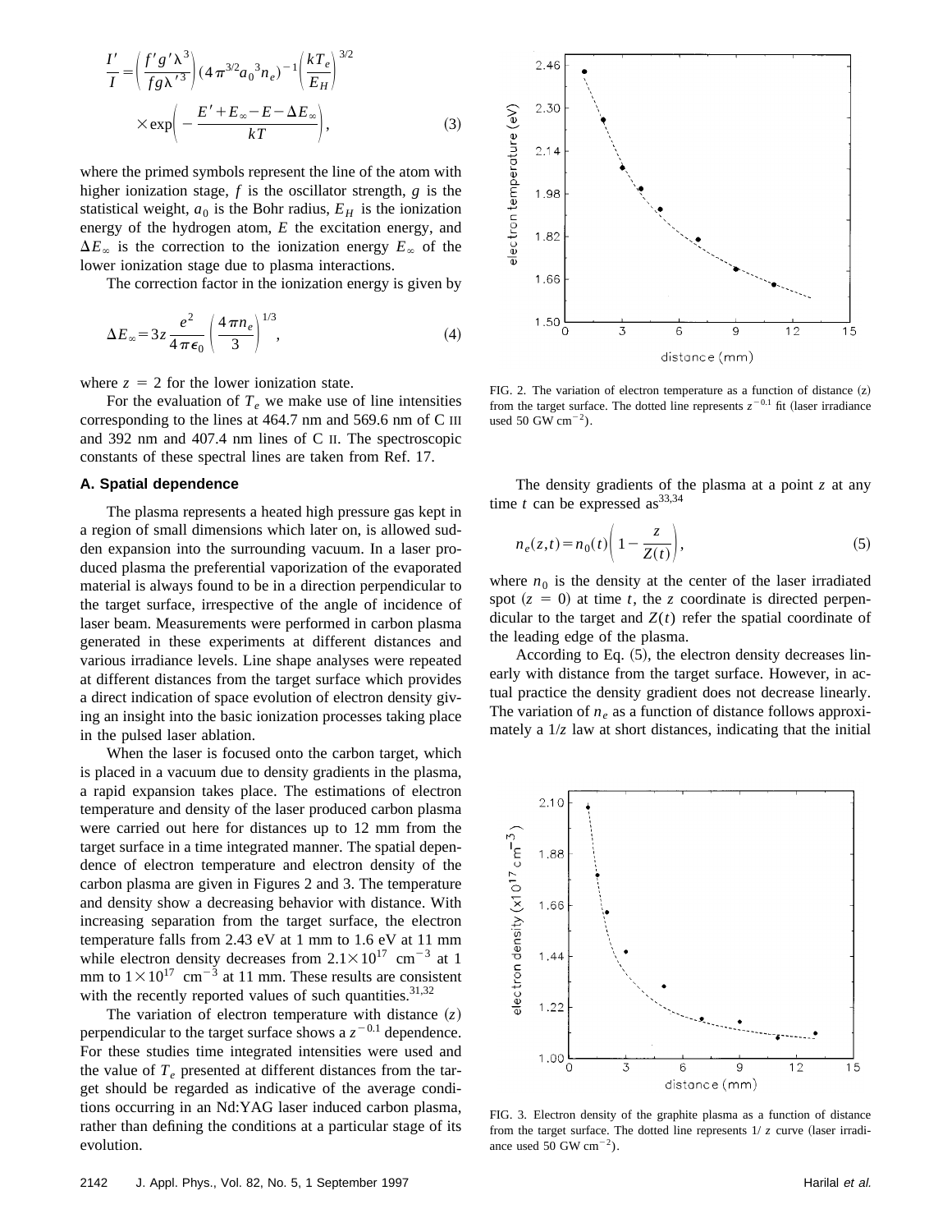$$\frac{I'}{I} = \left(\frac{f'g'\lambda^3}{fg\lambda'^3}\right)(4\pi^{3/2}a_0{}^3 n_e)^{-1}\left(\frac{kT_e}{E_H}\right)^{3/2}$$

$$\times \exp\left(-\frac{E' + E_\infty - E - \Delta E_\infty}{kT}\right), \tag{3}$$

where the primed symbols represent the line of the atom with higher ionization stage, $f$ is the oscillator strength, $g$ is the statistical weight, $a_0$ is the Bohr radius, $E_H$ is the ionization energy of the hydrogen atom, $E$ the excitation energy, and $\Delta E_\infty$ is the correction to the ionization energy $E_\infty$ of the lower ionization stage due to plasma interactions.

The correction factor in the ionization energy is given by

$$\Delta E_\infty = 3z\frac{e^2}{4\pi\epsilon_0}\left(\frac{4\pi n_e}{3}\right)^{1/3}, \tag{4}$$

where $z = 2$ for the lower ionization state.

For the evaluation of $T_e$ we make use of line intensities corresponding to the lines at 464.7 nm and 569.6 nm of C III and 392 nm and 407.4 nm lines of C II. The spectroscopic constants of these spectral lines are taken from Ref. 17.

### A. Spatial dependence

The plasma represents a heated high pressure gas kept in a region of small dimensions which later on, is allowed sudden expansion into the surrounding vacuum. In a laser produced plasma the preferential vaporization of the evaporated material is always found to be in a direction perpendicular to the target surface, irrespective of the angle of incidence of laser beam. Measurements were performed in carbon plasma generated in these experiments at different distances and various irradiance levels. Line shape analyses were repeated at different distances from the target surface which provides a direct indication of space evolution of electron density giving an insight into the basic ionization processes taking place in the pulsed laser ablation.

When the laser is focused onto the carbon target, which is placed in a vacuum due to density gradients in the plasma, a rapid expansion takes place. The estimations of electron temperature and density of the laser produced carbon plasma were carried out here for distances up to 12 mm from the target surface in a time integrated manner. The spatial dependence of electron temperature and electron density of the carbon plasma are given in Figures 2 and 3. The temperature and density show a decreasing behavior with distance. With increasing separation from the target surface, the electron temperature falls from 2.43 eV at 1 mm to 1.6 eV at 11 mm while electron density decreases from $2.1\times10^{17}$ cm$^{-3}$ at 1 mm to $1\times10^{17}$ cm$^{-3}$ at 11 mm. These results are consistent with the recently reported values of such quantities.[31,32]

The variation of electron temperature with distance ($z$) perpendicular to the target surface shows a $z^{-0.1}$ dependence. For these studies time integrated intensities were used and the value of $T_e$ presented at different distances from the target should be regarded as indicative of the average conditions occurring in an Nd:YAG laser induced carbon plasma, rather than defining the conditions at a particular stage of its evolution.

FIG. 2. The variation of electron temperature as a function of distance ($z$) from the target surface. The dotted line represents $z^{-0.1}$ fit (laser irradiance used 50 GW cm$^{-2}$).

The density gradients of the plasma at a point $z$ at any time $t$ can be expressed as[33,34]

$$n_e(z,t) = n_0(t)\left(1 - \frac{z}{Z(t)}\right), \tag{5}$$

where $n_0$ is the density at the center of the laser irradiated spot ($z = 0$) at time $t$, the $z$ coordinate is directed perpendicular to the target and $Z(t)$ refer the spatial coordinate of the leading edge of the plasma.

According to Eq. (5), the electron density decreases linearly with distance from the target surface. However, in actual practice the density gradient does not decrease linearly. The variation of $n_e$ as a function of distance follows approximately a $1/z$ law at short distances, indicating that the initial

FIG. 3. Electron density of the graphite plasma as a function of distance from the target surface. The dotted line represents $1/z$ curve (laser irradiance used 50 GW cm$^{-2}$).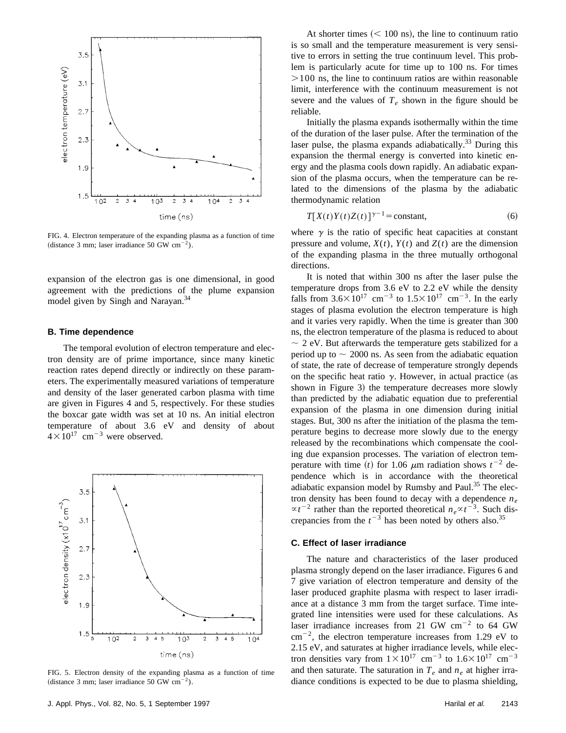FIG. 4. Electron temperature of the expanding plasma as a function of time (distance 3 mm; laser irradiance 50 GW $cm^{-2}$).

expansion of the electron gas is one dimensional, in good agreement with the predictions of the plume expansion model given by Singh and Narayan.[34]

### B. Time dependence

The temporal evolution of electron temperature and electron density are of prime importance, since many kinetic reaction rates depend directly or indirectly on these parameters. The experimentally measured variations of temperature and density of the laser generated carbon plasma with time are given in Figures 4 and 5, respectively. For these studies the boxcar gate width was set at 10 ns. An initial electron temperature of about 3.6 eV and density of about $4\times10^{17}$ $cm^{-3}$ were observed.

FIG. 5. Electron density of the expanding plasma as a function of time (distance 3 mm; laser irradiance 50 GW $cm^{-2}$).

At shorter times ($<$ 100 ns), the line to continuum ratio is so small and the temperature measurement is very sensitive to errors in setting the true continuum level. This problem is particularly acute for time up to 100 ns. For times $>$100 ns, the line to continuum ratios are within reasonable limit, interference with the continuum measurement is not severe and the values of $T_e$ shown in the figure should be reliable.

Initially the plasma expands isothermally within the time of the duration of the laser pulse. After the termination of the laser pulse, the plasma expands adiabatically.[33] During this expansion the thermal energy is converted into kinetic energy and the plasma cools down rapidly. An adiabatic expansion of the plasma occurs, when the temperature can be related to the dimensions of the plasma by the adiabatic thermodynamic relation

$$T[X(t)Y(t)Z(t)]^{\gamma-1}=\text{constant}, \tag{6}$$

where $\gamma$ is the ratio of specific heat capacities at constant pressure and volume, $X(t)$, $Y(t)$ and $Z(t)$ are the dimension of the expanding plasma in the three mutually orthogonal directions.

It is noted that within 300 ns after the laser pulse the temperature drops from 3.6 eV to 2.2 eV while the density falls from $3.6\times10^{17}$ $cm^{-3}$ to $1.5\times10^{17}$ $cm^{-3}$. In the early stages of plasma evolution the electron temperature is high and it varies very rapidly. When the time is greater than 300 ns, the electron temperature of the plasma is reduced to about $\sim$ 2 eV. But afterwards the temperature gets stabilized for a period up to $\sim$ 2000 ns. As seen from the adiabatic equation of state, the rate of decrease of temperature strongly depends on the specific heat ratio $\gamma$. However, in actual practice (as shown in Figure 3) the temperature decreases more slowly than predicted by the adiabatic equation due to preferential expansion of the plasma in one dimension during initial stages. But, 300 ns after the initiation of the plasma the temperature begins to decrease more slowly due to the energy released by the recombinations which compensate the cooling due expansion processes. The variation of electron temperature with time ($t$) for 1.06 $\mu$m radiation shows $t^{-2}$ dependence which is in accordance with the theoretical adiabatic expansion model by Rumsby and Paul.[35] The electron density has been found to decay with a dependence $n_e \propto t^{-2}$ rather than the reported theoretical $n_e \propto t^{-3}$. Such discrepancies from the $t^{-3}$ has been noted by others also.[35]

### C. Effect of laser irradiance

The nature and characteristics of the laser produced plasma strongly depend on the laser irradiance. Figures 6 and 7 give variation of electron temperature and density of the laser produced graphite plasma with respect to laser irradiance at a distance 3 mm from the target surface. Time integrated line intensities were used for these calculations. As laser irradiance increases from 21 GW $cm^{-2}$ to 64 GW $cm^{-2}$, the electron temperature increases from 1.29 eV to 2.15 eV, and saturates at higher irradiance levels, while electron densities vary from $1\times10^{17}$ $cm^{-3}$ to $1.6\times10^{17}$ $cm^{-3}$ and then saturate. The saturation in $T_e$ and $n_e$ at higher irradiance conditions is expected to be due to plasma shielding,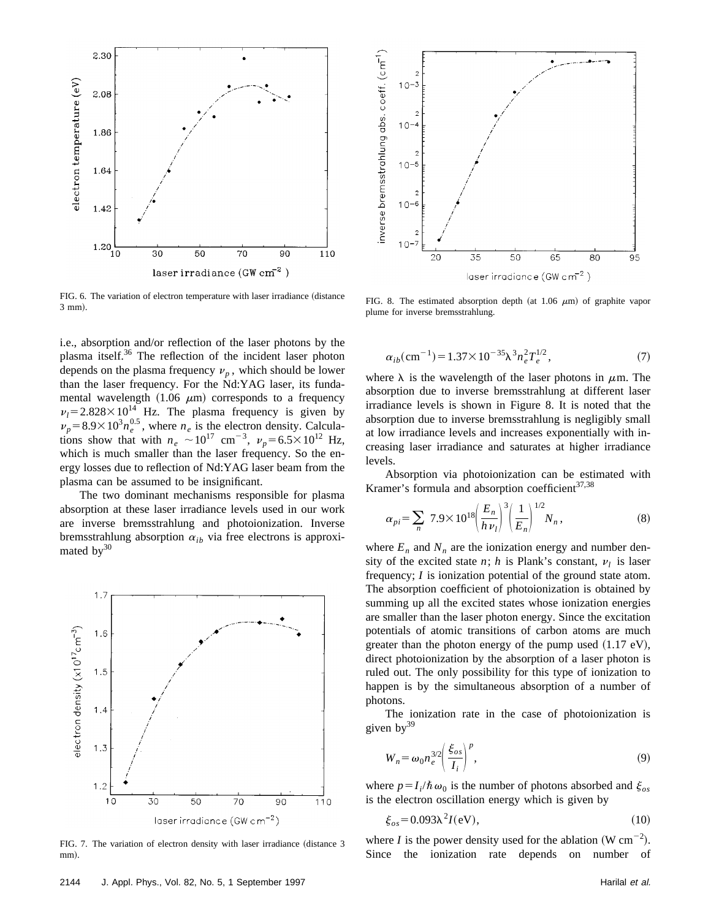FIG. 6. The variation of electron temperature with laser irradiance (distance 3 mm).

FIG. 8. The estimated absorption depth (at 1.06 $\mu$m) of graphite vapor plume for inverse bremsstrahlung.

i.e., absorption and/or reflection of the laser photons by the plasma itself.[36] The reflection of the incident laser photon depends on the plasma frequency $\nu_p$, which should be lower than the laser frequency. For the Nd:YAG laser, its fundamental wavelength (1.06 $\mu$m) corresponds to a frequency $\nu_l = 2.828\times10^{14}$ Hz. The plasma frequency is given by $\nu_p = 8.9\times10^{3} n_e^{0.5}$, where $n_e$ is the electron density. Calculations show that with $n_e \sim 10^{17}$ cm$^{-3}$, $\nu_p = 6.5\times10^{12}$ Hz, which is much smaller than the laser frequency. So the energy losses due to reflection of Nd:YAG laser beam from the plasma can be assumed to be insignificant.

The two dominant mechanisms responsible for plasma absorption at these laser irradiance levels used in our work are inverse bremsstrahlung and photoionization. Inverse bremsstrahlung absorption $\alpha_{ib}$ via free electrons is approximated by[30]

FIG. 7. The variation of electron density with laser irradiance (distance 3 mm).

$$\alpha_{ib}(\text{cm}^{-1}) = 1.37\times10^{-35}\lambda^3 n_e^2 T_e^{1/2}, \tag{7}$$

where $\lambda$ is the wavelength of the laser photons in $\mu$m. The absorption due to inverse bremsstrahlung at different laser irradiance levels is shown in Figure 8. It is noted that the absorption due to inverse bremsstrahlung is negligibly small at low irradiance levels and increases exponentially with increasing laser irradiance and saturates at higher irradiance levels.

Absorption via photoionization can be estimated with Kramer's formula and absorption coefficient[37,38]

$$\alpha_{pi} = \sum_n 7.9\times10^{18}\left(\frac{E_n}{h\nu_l}\right)^3\left(\frac{1}{E_n}\right)^{1/2} N_n, \tag{8}$$

where $E_n$ and $N_n$ are the ionization energy and number density of the excited state $n$; $h$ is Plank's constant, $\nu_l$ is laser frequency; $I$ is ionization potential of the ground state atom. The absorption coefficient of photoionization is obtained by summing up all the excited states whose ionization energies are smaller than the laser photon energy. Since the excitation potentials of atomic transitions of carbon atoms are much greater than the photon energy of the pump used (1.17 eV), direct photoionization by the absorption of a laser photon is ruled out. The only possibility for this type of ionization to happen is by the simultaneous absorption of a number of photons.

The ionization rate in the case of photoionization is given by[39]

$$W_n = \omega_0 n_e^{3/2}\left(\frac{\xi_{os}}{I_i}\right)^p, \tag{9}$$

where $p = I_i/\hbar\omega_0$ is the number of photons absorbed and $\xi_{os}$ is the electron oscillation energy which is given by

$$\xi_{os} = 0.093\lambda^2 I(\text{eV}), \tag{10}$$

where $I$ is the power density used for the ablation (W cm$^{-2}$). Since the ionization rate depends on number of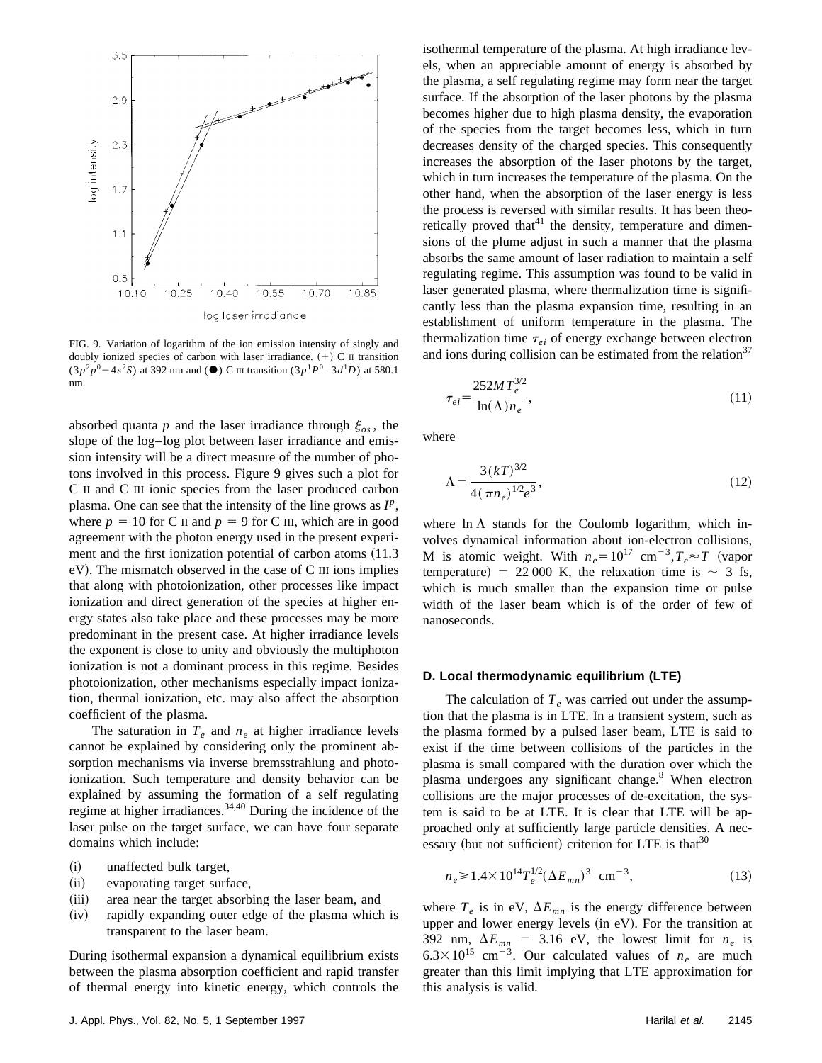FIG. 9. Variation of logarithm of the ion emission intensity of singly and doubly ionized species of carbon with laser irradiance. (+) C II transition $(3p^2p^0-4s^2S)$ at 392 nm and (●) C III transition $(3p^1P^0-3d^1D)$ at 580.1 nm.

absorbed quanta $p$ and the laser irradiance through $\xi_{os}$, the slope of the log–log plot between laser irradiance and emission intensity will be a direct measure of the number of photons involved in this process. Figure 9 gives such a plot for C II and C III ionic species from the laser produced carbon plasma. One can see that the intensity of the line grows as $I^p$, where $p = 10$ for C II and $p = 9$ for C III, which are in good agreement with the photon energy used in the present experiment and the first ionization potential of carbon atoms (11.3 eV). The mismatch observed in the case of C III ions implies that along with photoionization, other processes like impact ionization and direct generation of the species at higher energy states also take place and these processes may be more predominant in the present case. At higher irradiance levels the exponent is close to unity and obviously the multiphoton ionization is not a dominant process in this regime. Besides photoionization, other mechanisms especially impact ionization, thermal ionization, etc. may also affect the absorption coefficient of the plasma.

The saturation in $T_e$ and $n_e$ at higher irradiance levels cannot be explained by considering only the prominent absorption mechanisms via inverse bremsstrahlung and photoionization. Such temperature and density behavior can be explained by assuming the formation of a self regulating regime at higher irradiances.[34,40] During the incidence of the laser pulse on the target surface, we can have four separate domains which include:

(i) unaffected bulk target,
(ii) evaporating target surface,
(iii) area near the target absorbing the laser beam, and
(iv) rapidly expanding outer edge of the plasma which is transparent to the laser beam.

During isothermal expansion a dynamical equilibrium exists between the plasma absorption coefficient and rapid transfer of thermal energy into kinetic energy, which controls the isothermal temperature of the plasma. At high irradiance levels, when an appreciable amount of energy is absorbed by the plasma, a self regulating regime may form near the target surface. If the absorption of the laser photons by the plasma becomes higher due to high plasma density, the evaporation of the species from the target becomes less, which in turn decreases density of the charged species. This consequently increases the absorption of the laser photons by the target, which in turn increases the temperature of the plasma. On the other hand, when the absorption of the laser energy is less the process is reversed with similar results. It has been theoretically proved that[41] the density, temperature and dimensions of the plume adjust in such a manner that the plasma absorbs the same amount of laser radiation to maintain a self regulating regime. This assumption was found to be valid in laser generated plasma, where thermalization time is significantly less than the plasma expansion time, resulting in an establishment of uniform temperature in the plasma. The thermalization time $\tau_{ei}$ of energy exchange between electron and ions during collision can be estimated from the relation[37]

$$\tau_{ei}=\frac{252MT_e^{3/2}}{\ln(\Lambda)n_e}, \tag{11}$$

where

$$\Lambda=\frac{3(kT)^{3/2}}{4(\pi n_e)^{1/2}e^3}, \tag{12}$$

where $\ln \Lambda$ stands for the Coulomb logarithm, which involves dynamical information about ion-electron collisions, M is atomic weight. With $n_e=10^{17}$ cm$^{-3}$, $T_e \approx T$ (vapor temperature) = 22 000 K, the relaxation time is ~ 3 fs, which is much smaller than the expansion time or pulse width of the laser beam which is of the order of few of nanoseconds.

### D. Local thermodynamic equilibrium (LTE)

The calculation of $T_e$ was carried out under the assumption that the plasma is in LTE. In a transient system, such as the plasma formed by a pulsed laser beam, LTE is said to exist if the time between collisions of the particles in the plasma is small compared with the duration over which the plasma undergoes any significant change.[8] When electron collisions are the major processes of de-excitation, the system is said to be at LTE. It is clear that LTE will be approached only at sufficiently large particle densities. A necessary (but not sufficient) criterion for LTE is that[30]

$$n_e \geqslant 1.4\times 10^{14} T_e^{1/2}(\Delta E_{mn})^3 \ \ \text{cm}^{-3}, \tag{13}$$

where $T_e$ is in eV, $\Delta E_{mn}$ is the energy difference between upper and lower energy levels (in eV). For the transition at 392 nm, $\Delta E_{mn}$ = 3.16 eV, the lowest limit for $n_e$ is $6.3\times 10^{15}$ cm$^{-3}$. Our calculated values of $n_e$ are much greater than this limit implying that LTE approximation for this analysis is valid.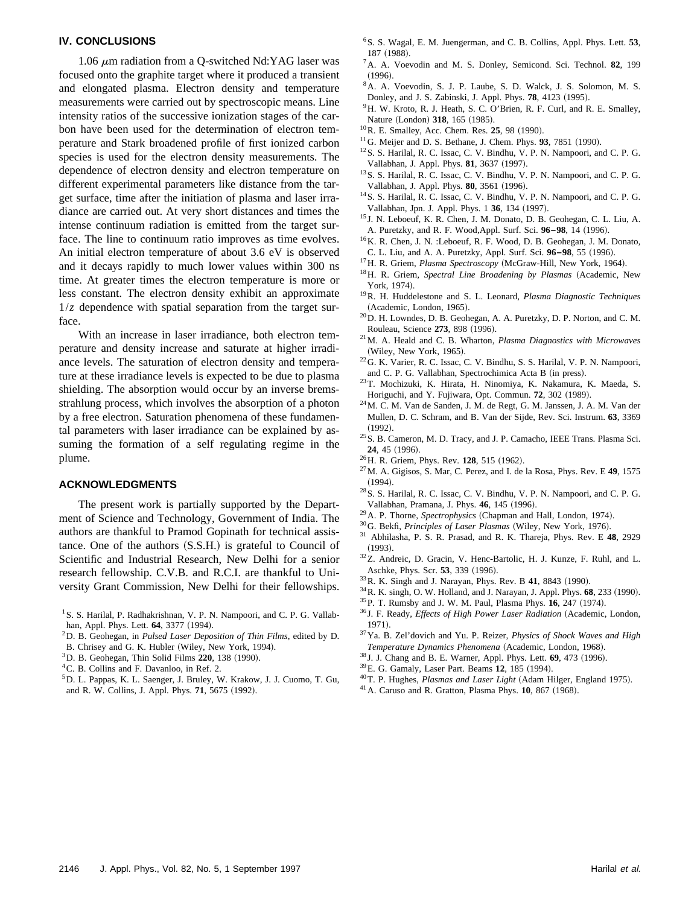## IV. CONCLUSIONS

1.06 $\mu$m radiation from a Q-switched Nd:YAG laser was focused onto the graphite target where it produced a transient and elongated plasma. Electron density and temperature measurements were carried out by spectroscopic means. Line intensity ratios of the successive ionization stages of the carbon have been used for the determination of electron temperature and Stark broadened profile of first ionized carbon species is used for the electron density measurements. The dependence of electron density and electron temperature on different experimental parameters like distance from the target surface, time after the initiation of plasma and laser irradiance are carried out. At very short distances and times the intense continuum radiation is emitted from the target surface. The line to continuum ratio improves as time evolves. An initial electron temperature of about 3.6 eV is observed and it decays rapidly to much lower values within 300 ns time. At greater times the electron temperature is more or less constant. The electron density exhibit an approximate $1/z$ dependence with spatial separation from the target surface.

With an increase in laser irradiance, both electron temperature and density increase and saturate at higher irradiance levels. The saturation of electron density and temperature at these irradiance levels is expected to be due to plasma shielding. The absorption would occur by an inverse bremsstrahlung process, which involves the absorption of a photon by a free electron. Saturation phenomena of these fundamental parameters with laser irradiance can be explained by assuming the formation of a self regulating regime in the plume.

## ACKNOWLEDGMENTS

The present work is partially supported by the Department of Science and Technology, Government of India. The authors are thankful to Pramod Gopinath for technical assistance. One of the authors (S.S.H.) is grateful to Council of Scientific and Industrial Research, New Delhi for a senior research fellowship. C.V.B. and R.C.I. are thankful to University Grant Commission, New Delhi for their fellowships.

[1] S. S. Harilal, P. Radhakrishnan, V. P. N. Nampoori, and C. P. G. Vallabhan, Appl. Phys. Lett. **64**, 3377 (1994).
[2] D. B. Geohegan, in *Pulsed Laser Deposition of Thin Films*, edited by D. B. Chrisey and G. K. Hubler (Wiley, New York, 1994).
[3] D. B. Geohegan, Thin Solid Films **220**, 138 (1990).
[4] C. B. Collins and F. Davanloo, in Ref. 2.
[5] D. L. Pappas, K. L. Saenger, J. Bruley, W. Krakow, J. J. Cuomo, T. Gu, and R. W. Collins, J. Appl. Phys. **71**, 5675 (1992).
[6] S. S. Wagal, E. M. Juengerman, and C. B. Collins, Appl. Phys. Lett. **53**, 187 (1988).
[7] A. A. Voevodin and M. S. Donley, Semicond. Sci. Technol. **82**, 199 (1996).
[8] A. A. Voevodin, S. J. P. Laube, S. D. Walck, J. S. Solomon, M. S. Donley, and J. S. Zabinski, J. Appl. Phys. **78**, 4123 (1995).
[9] H. W. Kroto, R. J. Heath, S. C. O'Brien, R. F. Curl, and R. E. Smalley, Nature (London) **318**, 165 (1985).
[10] R. E. Smalley, Acc. Chem. Res. **25**, 98 (1990).
[11] G. Meijer and D. S. Bethane, J. Chem. Phys. **93**, 7851 (1990).
[12] S. S. Harilal, R. C. Issac, C. V. Bindhu, V. P. N. Nampoori, and C. P. G. Vallabhan, J. Appl. Phys. **81**, 3637 (1997).
[13] S. S. Harilal, R. C. Issac, C. V. Bindhu, V. P. N. Nampoori, and C. P. G. Vallabhan, J. Appl. Phys. **80**, 3561 (1996).
[14] S. S. Harilal, R. C. Issac, C. V. Bindhu, V. P. N. Nampoori, and C. P. G. Vallabhan, Jpn. J. Appl. Phys. 1 **36**, 134 (1997).
[15] J. N. Leboeuf, K. R. Chen, J. M. Donato, D. B. Geohegan, C. L. Liu, A. A. Puretzky, and R. F. Wood,Appl. Surf. Sci. **96–98**, 14 (1996).
[16] K. R. Chen, J. N. :Leboeuf, R. F. Wood, D. B. Geohegan, J. M. Donato, C. L. Liu, and A. A. Puretzky, Appl. Surf. Sci. **96–98**, 55 (1996).
[17] H. R. Griem, *Plasma Spectroscopy* (McGraw-Hill, New York, 1964).
[18] H. R. Griem, *Spectral Line Broadening by Plasmas* (Academic, New York, 1974).
[19] R. H. Huddelestone and S. L. Leonard, *Plasma Diagnostic Techniques* (Academic, London, 1965).
[20] D. H. Lowndes, D. B. Geohegan, A. A. Puretzky, D. P. Norton, and C. M. Rouleau, Science **273**, 898 (1996).
[21] M. A. Heald and C. B. Wharton, *Plasma Diagnostics with Microwaves* (Wiley, New York, 1965).
[22] G. K. Varier, R. C. Issac, C. V. Bindhu, S. S. Harilal, V. P. N. Nampoori, and C. P. G. Vallabhan, Spectrochimica Acta B (in press).
[23] T. Mochizuki, K. Hirata, H. Ninomiya, K. Nakamura, K. Maeda, S. Horiguchi, and Y. Fujiwara, Opt. Commun. **72**, 302 (1989).
[24] M. C. M. Van de Sanden, J. M. de Regt, G. M. Janssen, J. A. M. Van der Mullen, D. C. Schram, and B. Van der Sijde, Rev. Sci. Instrum. **63**, 3369 (1992).
[25] S. B. Cameron, M. D. Tracy, and J. P. Camacho, IEEE Trans. Plasma Sci. **24**, 45 (1996).
[26] H. R. Griem, Phys. Rev. **128**, 515 (1962).
[27] M. A. Gigisos, S. Mar, C. Perez, and I. de la Rosa, Phys. Rev. E **49**, 1575 (1994).
[28] S. S. Harilal, R. C. Issac, C. V. Bindhu, V. P. N. Nampoori, and C. P. G. Vallabhan, Pramana, J. Phys. **46**, 145 (1996).
[29] A. P. Thorne, *Spectrophysics* (Chapman and Hall, London, 1974).
[30] G. Bekfi, *Principles of Laser Plasmas* (Wiley, New York, 1976).
[31] Abhilasha, P. S. R. Prasad, and R. K. Thareja, Phys. Rev. E **48**, 2929 (1993).
[32] Z. Andreic, D. Gracin, V. Henc-Bartolic, H. J. Kunze, F. Ruhl, and L. Aschke, Phys. Scr. **53**, 339 (1996).
[33] R. K. Singh and J. Narayan, Phys. Rev. B **41**, 8843 (1990).
[34] R. K. singh, O. W. Holland, and J. Narayan, J. Appl. Phys. **68**, 233 (1990).
[35] P. T. Rumsby and J. W. M. Paul, Plasma Phys. **16**, 247 (1974).
[36] J. F. Ready, *Effects of High Power Laser Radiation* (Academic, London, 1971).
[37] Ya. B. Zel'dovich and Yu. P. Reizer, *Physics of Shock Waves and High Temperature Dynamics Phenomena* (Academic, London, 1968).
[38] J. J. Chang and B. E. Warner, Appl. Phys. Lett. **69**, 473 (1996).
[39] E. G. Gamaly, Laser Part. Beams **12**, 185 (1994).
[40] T. P. Hughes, *Plasmas and Laser Light* (Adam Hilger, England 1975).
[41] A. Caruso and R. Gratton, Plasma Phys. **10**, 867 (1968).